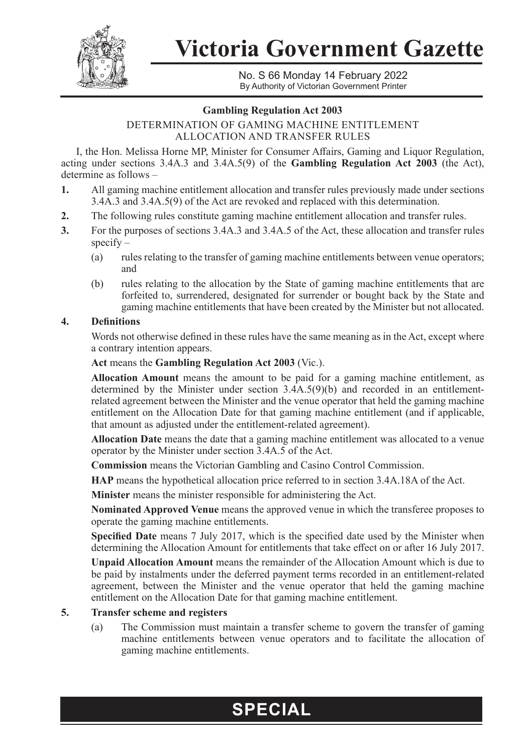# Victoria Government Gazette

No. S 66 Monday 14 February 2022
By Authority of Victorian Government Printer

**Gambling Regulation Act 2003**

DETERMINATION OF GAMING MACHINE ENTITLEMENT ALLOCATION AND TRANSFER RULES

I, the Hon. Melissa Horne MP, Minister for Consumer Affairs, Gaming and Liquor Regulation, acting under sections 3.4A.3 and 3.4A.5(9) of the **Gambling Regulation Act 2003** (the Act), determine as follows –

**1.** All gaming machine entitlement allocation and transfer rules previously made under sections 3.4A.3 and 3.4A.5(9) of the Act are revoked and replaced with this determination.

**2.** The following rules constitute gaming machine entitlement allocation and transfer rules.

**3.** For the purposes of sections 3.4A.3 and 3.4A.5 of the Act, these allocation and transfer rules specify –

(a) rules relating to the transfer of gaming machine entitlements between venue operators; and

(b) rules relating to the allocation by the State of gaming machine entitlements that are forfeited to, surrendered, designated for surrender or bought back by the State and gaming machine entitlements that have been created by the Minister but not allocated.

**4. Definitions**

Words not otherwise defined in these rules have the same meaning as in the Act, except where a contrary intention appears.

**Act** means the **Gambling Regulation Act 2003** (Vic.).

**Allocation Amount** means the amount to be paid for a gaming machine entitlement, as determined by the Minister under section 3.4A.5(9)(b) and recorded in an entitlement-related agreement between the Minister and the venue operator that held the gaming machine entitlement on the Allocation Date for that gaming machine entitlement (and if applicable, that amount as adjusted under the entitlement-related agreement).

**Allocation Date** means the date that a gaming machine entitlement was allocated to a venue operator by the Minister under section 3.4A.5 of the Act.

**Commission** means the Victorian Gambling and Casino Control Commission.

**HAP** means the hypothetical allocation price referred to in section 3.4A.18A of the Act.

**Minister** means the minister responsible for administering the Act.

**Nominated Approved Venue** means the approved venue in which the transferee proposes to operate the gaming machine entitlements.

**Specified Date** means 7 July 2017, which is the specified date used by the Minister when determining the Allocation Amount for entitlements that take effect on or after 16 July 2017.

**Unpaid Allocation Amount** means the remainder of the Allocation Amount which is due to be paid by instalments under the deferred payment terms recorded in an entitlement-related agreement, between the Minister and the venue operator that held the gaming machine entitlement on the Allocation Date for that gaming machine entitlement.

**5. Transfer scheme and registers**

(a) The Commission must maintain a transfer scheme to govern the transfer of gaming machine entitlements between venue operators and to facilitate the allocation of gaming machine entitlements.

**SPECIAL**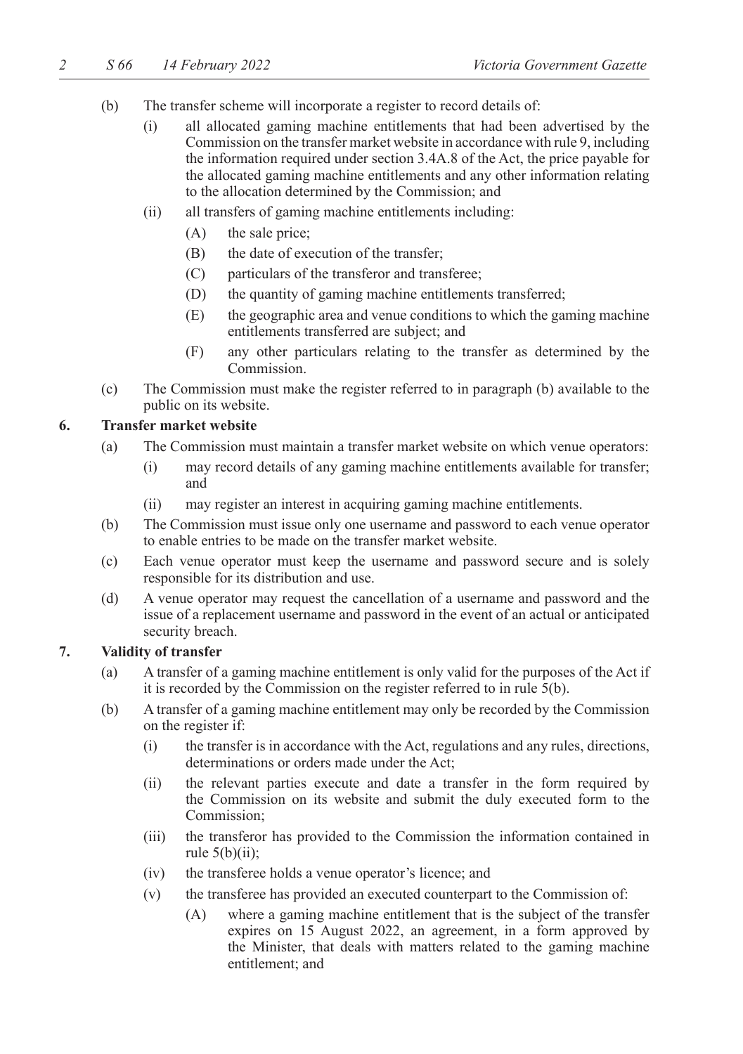(b) The transfer scheme will incorporate a register to record details of:

   (i) all allocated gaming machine entitlements that had been advertised by the Commission on the transfer market website in accordance with rule 9, including the information required under section 3.4A.8 of the Act, the price payable for the allocated gaming machine entitlements and any other information relating to the allocation determined by the Commission; and

   (ii) all transfers of gaming machine entitlements including:

      (A) the sale price;

      (B) the date of execution of the transfer;

      (C) particulars of the transferor and transferee;

      (D) the quantity of gaming machine entitlements transferred;

      (E) the geographic area and venue conditions to which the gaming machine entitlements transferred are subject; and

      (F) any other particulars relating to the transfer as determined by the Commission.

(c) The Commission must make the register referred to in paragraph (b) available to the public on its website.

**6. Transfer market website**

(a) The Commission must maintain a transfer market website on which venue operators:

   (i) may record details of any gaming machine entitlements available for transfer; and

   (ii) may register an interest in acquiring gaming machine entitlements.

(b) The Commission must issue only one username and password to each venue operator to enable entries to be made on the transfer market website.

(c) Each venue operator must keep the username and password secure and is solely responsible for its distribution and use.

(d) A venue operator may request the cancellation of a username and password and the issue of a replacement username and password in the event of an actual or anticipated security breach.

**7. Validity of transfer**

(a) A transfer of a gaming machine entitlement is only valid for the purposes of the Act if it is recorded by the Commission on the register referred to in rule 5(b).

(b) A transfer of a gaming machine entitlement may only be recorded by the Commission on the register if:

   (i) the transfer is in accordance with the Act, regulations and any rules, directions, determinations or orders made under the Act;

   (ii) the relevant parties execute and date a transfer in the form required by the Commission on its website and submit the duly executed form to the Commission;

   (iii) the transferor has provided to the Commission the information contained in rule 5(b)(ii);

   (iv) the transferee holds a venue operator's licence; and

   (v) the transferee has provided an executed counterpart to the Commission of:

      (A) where a gaming machine entitlement that is the subject of the transfer expires on 15 August 2022, an agreement, in a form approved by the Minister, that deals with matters related to the gaming machine entitlement; and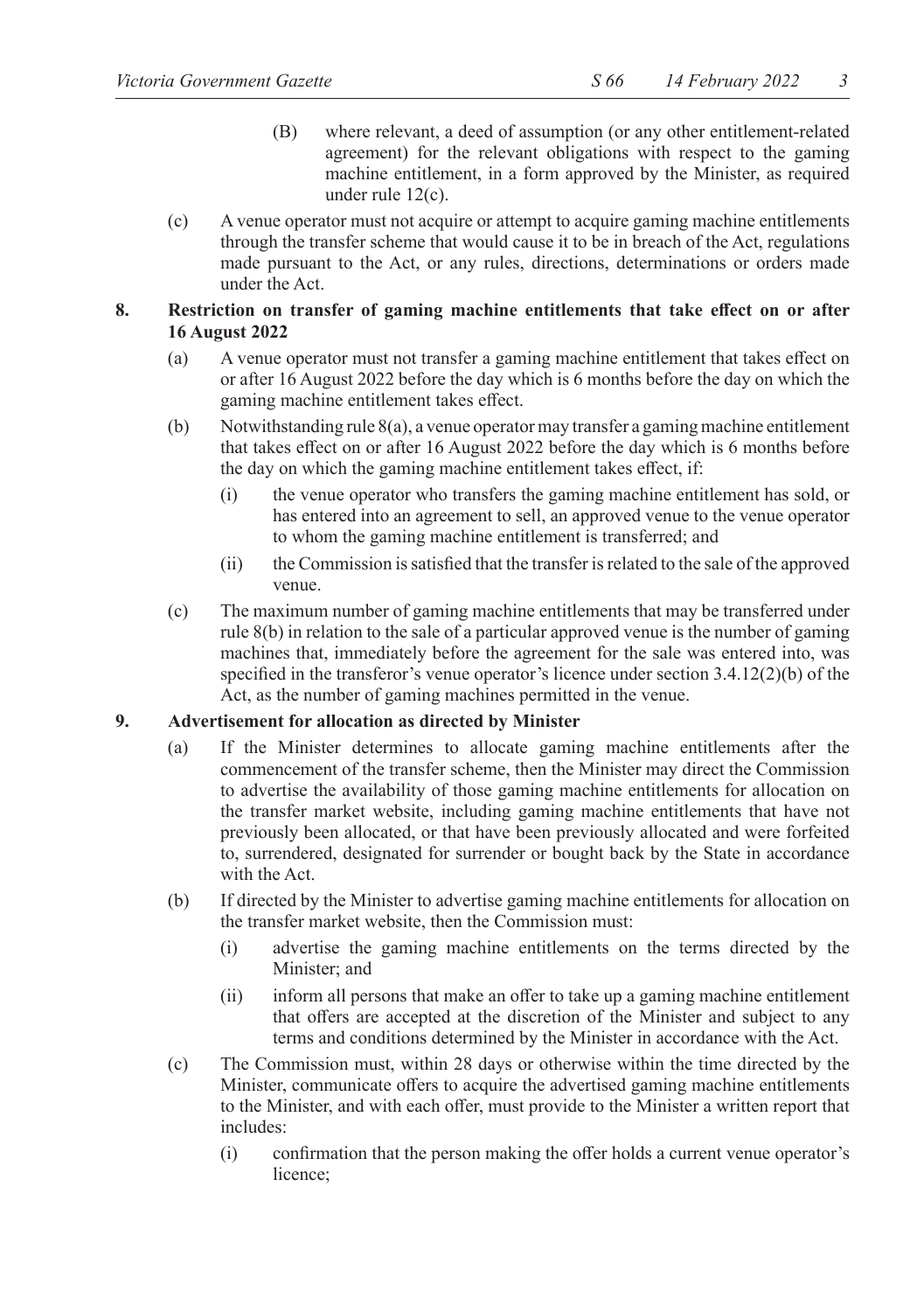(B) where relevant, a deed of assumption (or any other entitlement-related agreement) for the relevant obligations with respect to the gaming machine entitlement, in a form approved by the Minister, as required under rule 12(c).

(c) A venue operator must not acquire or attempt to acquire gaming machine entitlements through the transfer scheme that would cause it to be in breach of the Act, regulations made pursuant to the Act, or any rules, directions, determinations or orders made under the Act.

**8. Restriction on transfer of gaming machine entitlements that take effect on or after 16 August 2022**

(a) A venue operator must not transfer a gaming machine entitlement that takes effect on or after 16 August 2022 before the day which is 6 months before the day on which the gaming machine entitlement takes effect.

(b) Notwithstanding rule 8(a), a venue operator may transfer a gaming machine entitlement that takes effect on or after 16 August 2022 before the day which is 6 months before the day on which the gaming machine entitlement takes effect, if:

(i) the venue operator who transfers the gaming machine entitlement has sold, or has entered into an agreement to sell, an approved venue to the venue operator to whom the gaming machine entitlement is transferred; and

(ii) the Commission is satisfied that the transfer is related to the sale of the approved venue.

(c) The maximum number of gaming machine entitlements that may be transferred under rule 8(b) in relation to the sale of a particular approved venue is the number of gaming machines that, immediately before the agreement for the sale was entered into, was specified in the transferor's venue operator's licence under section 3.4.12(2)(b) of the Act, as the number of gaming machines permitted in the venue.

**9. Advertisement for allocation as directed by Minister**

(a) If the Minister determines to allocate gaming machine entitlements after the commencement of the transfer scheme, then the Minister may direct the Commission to advertise the availability of those gaming machine entitlements for allocation on the transfer market website, including gaming machine entitlements that have not previously been allocated, or that have been previously allocated and were forfeited to, surrendered, designated for surrender or bought back by the State in accordance with the Act.

(b) If directed by the Minister to advertise gaming machine entitlements for allocation on the transfer market website, then the Commission must:

(i) advertise the gaming machine entitlements on the terms directed by the Minister; and

(ii) inform all persons that make an offer to take up a gaming machine entitlement that offers are accepted at the discretion of the Minister and subject to any terms and conditions determined by the Minister in accordance with the Act.

(c) The Commission must, within 28 days or otherwise within the time directed by the Minister, communicate offers to acquire the advertised gaming machine entitlements to the Minister, and with each offer, must provide to the Minister a written report that includes:

(i) confirmation that the person making the offer holds a current venue operator's licence;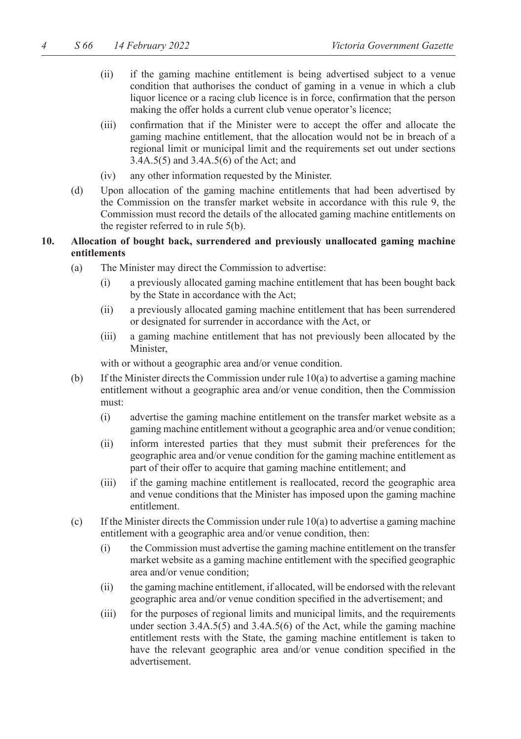(ii) if the gaming machine entitlement is being advertised subject to a venue condition that authorises the conduct of gaming in a venue in which a club liquor licence or a racing club licence is in force, confirmation that the person making the offer holds a current club venue operator's licence;

(iii) confirmation that if the Minister were to accept the offer and allocate the gaming machine entitlement, that the allocation would not be in breach of a regional limit or municipal limit and the requirements set out under sections 3.4A.5(5) and 3.4A.5(6) of the Act; and

(iv) any other information requested by the Minister.

(d) Upon allocation of the gaming machine entitlements that had been advertised by the Commission on the transfer market website in accordance with this rule 9, the Commission must record the details of the allocated gaming machine entitlements on the register referred to in rule 5(b).

**10. Allocation of bought back, surrendered and previously unallocated gaming machine entitlements**

(a) The Minister may direct the Commission to advertise:

(i) a previously allocated gaming machine entitlement that has been bought back by the State in accordance with the Act;

(ii) a previously allocated gaming machine entitlement that has been surrendered or designated for surrender in accordance with the Act, or

(iii) a gaming machine entitlement that has not previously been allocated by the Minister,

with or without a geographic area and/or venue condition.

(b) If the Minister directs the Commission under rule 10(a) to advertise a gaming machine entitlement without a geographic area and/or venue condition, then the Commission must:

(i) advertise the gaming machine entitlement on the transfer market website as a gaming machine entitlement without a geographic area and/or venue condition;

(ii) inform interested parties that they must submit their preferences for the geographic area and/or venue condition for the gaming machine entitlement as part of their offer to acquire that gaming machine entitlement; and

(iii) if the gaming machine entitlement is reallocated, record the geographic area and venue conditions that the Minister has imposed upon the gaming machine entitlement.

(c) If the Minister directs the Commission under rule 10(a) to advertise a gaming machine entitlement with a geographic area and/or venue condition, then:

(i) the Commission must advertise the gaming machine entitlement on the transfer market website as a gaming machine entitlement with the specified geographic area and/or venue condition;

(ii) the gaming machine entitlement, if allocated, will be endorsed with the relevant geographic area and/or venue condition specified in the advertisement; and

(iii) for the purposes of regional limits and municipal limits, and the requirements under section 3.4A.5(5) and 3.4A.5(6) of the Act, while the gaming machine entitlement rests with the State, the gaming machine entitlement is taken to have the relevant geographic area and/or venue condition specified in the advertisement.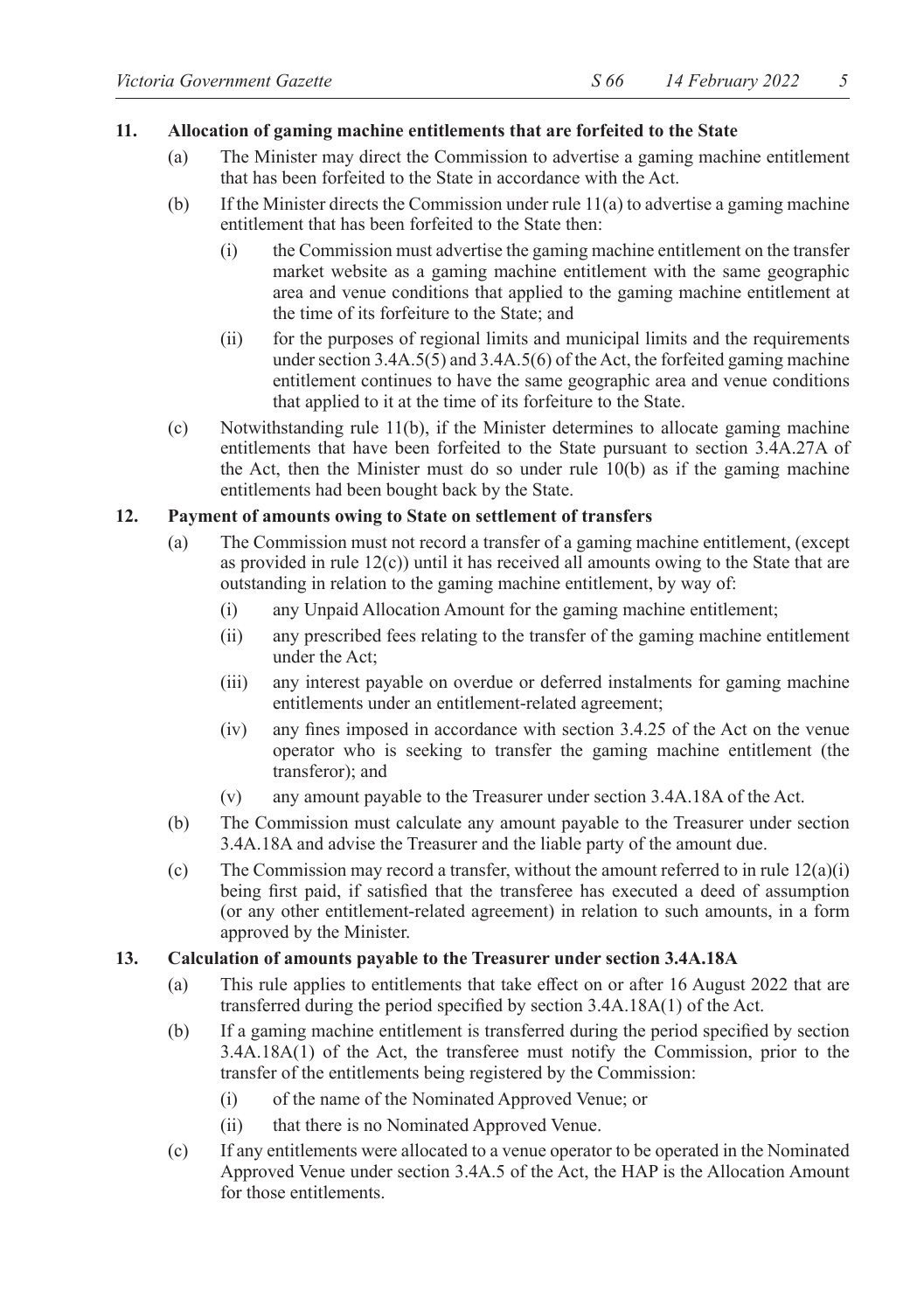**11. Allocation of gaming machine entitlements that are forfeited to the State**

(a) The Minister may direct the Commission to advertise a gaming machine entitlement that has been forfeited to the State in accordance with the Act.

(b) If the Minister directs the Commission under rule 11(a) to advertise a gaming machine entitlement that has been forfeited to the State then:

(i) the Commission must advertise the gaming machine entitlement on the transfer market website as a gaming machine entitlement with the same geographic area and venue conditions that applied to the gaming machine entitlement at the time of its forfeiture to the State; and

(ii) for the purposes of regional limits and municipal limits and the requirements under section 3.4A.5(5) and 3.4A.5(6) of the Act, the forfeited gaming machine entitlement continues to have the same geographic area and venue conditions that applied to it at the time of its forfeiture to the State.

(c) Notwithstanding rule 11(b), if the Minister determines to allocate gaming machine entitlements that have been forfeited to the State pursuant to section 3.4A.27A of the Act, then the Minister must do so under rule 10(b) as if the gaming machine entitlements had been bought back by the State.

**12. Payment of amounts owing to State on settlement of transfers**

(a) The Commission must not record a transfer of a gaming machine entitlement, (except as provided in rule 12(c)) until it has received all amounts owing to the State that are outstanding in relation to the gaming machine entitlement, by way of:

(i) any Unpaid Allocation Amount for the gaming machine entitlement;

(ii) any prescribed fees relating to the transfer of the gaming machine entitlement under the Act;

(iii) any interest payable on overdue or deferred instalments for gaming machine entitlements under an entitlement-related agreement;

(iv) any fines imposed in accordance with section 3.4.25 of the Act on the venue operator who is seeking to transfer the gaming machine entitlement (the transferor); and

(v) any amount payable to the Treasurer under section 3.4A.18A of the Act.

(b) The Commission must calculate any amount payable to the Treasurer under section 3.4A.18A and advise the Treasurer and the liable party of the amount due.

(c) The Commission may record a transfer, without the amount referred to in rule 12(a)(i) being first paid, if satisfied that the transferee has executed a deed of assumption (or any other entitlement-related agreement) in relation to such amounts, in a form approved by the Minister.

**13. Calculation of amounts payable to the Treasurer under section 3.4A.18A**

(a) This rule applies to entitlements that take effect on or after 16 August 2022 that are transferred during the period specified by section 3.4A.18A(1) of the Act.

(b) If a gaming machine entitlement is transferred during the period specified by section 3.4A.18A(1) of the Act, the transferee must notify the Commission, prior to the transfer of the entitlements being registered by the Commission:

(i) of the name of the Nominated Approved Venue; or

(ii) that there is no Nominated Approved Venue.

(c) If any entitlements were allocated to a venue operator to be operated in the Nominated Approved Venue under section 3.4A.5 of the Act, the HAP is the Allocation Amount for those entitlements.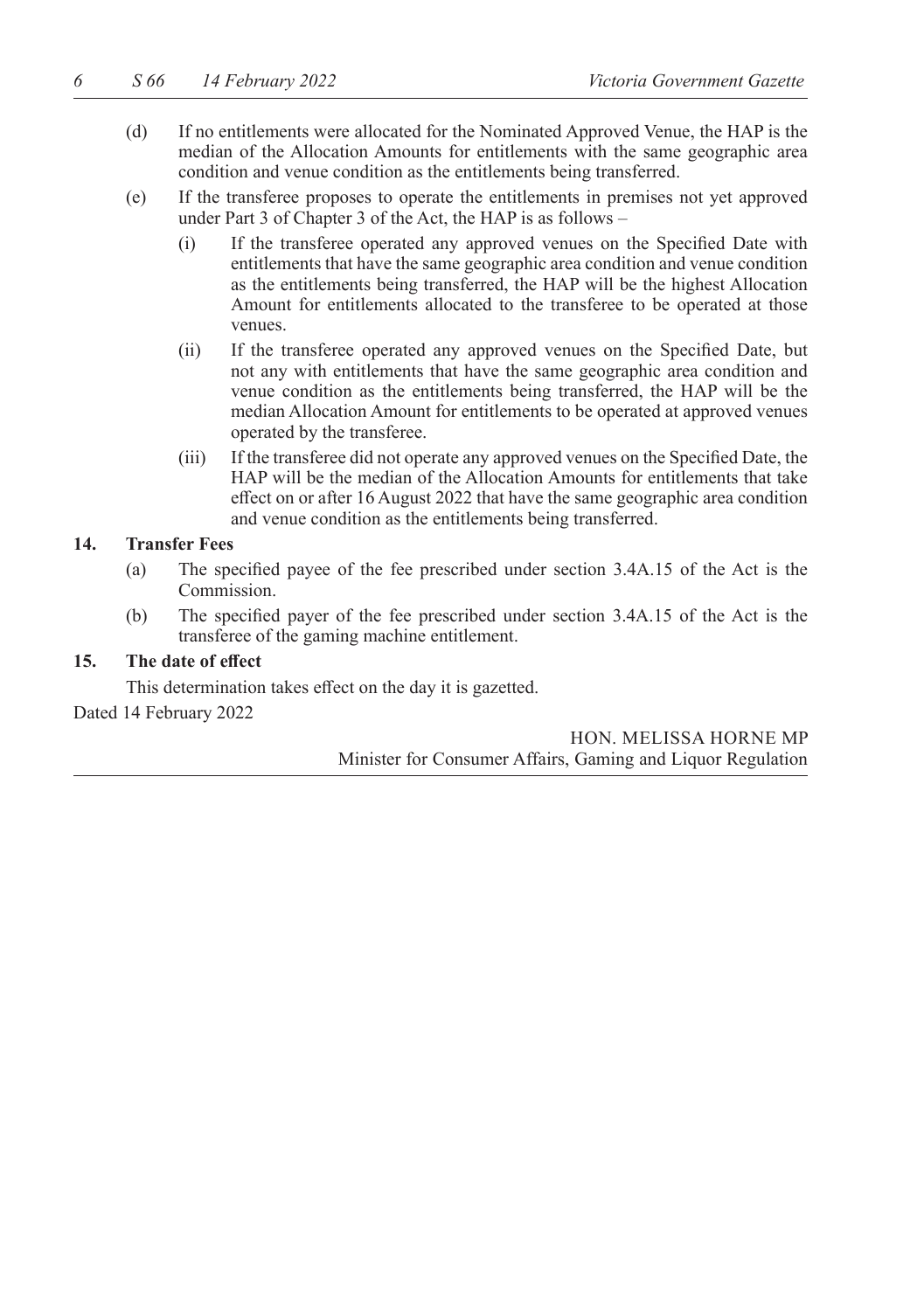(d) If no entitlements were allocated for the Nominated Approved Venue, the HAP is the median of the Allocation Amounts for entitlements with the same geographic area condition and venue condition as the entitlements being transferred.

(e) If the transferee proposes to operate the entitlements in premises not yet approved under Part 3 of Chapter 3 of the Act, the HAP is as follows –

   (i) If the transferee operated any approved venues on the Specified Date with entitlements that have the same geographic area condition and venue condition as the entitlements being transferred, the HAP will be the highest Allocation Amount for entitlements allocated to the transferee to be operated at those venues.

   (ii) If the transferee operated any approved venues on the Specified Date, but not any with entitlements that have the same geographic area condition and venue condition as the entitlements being transferred, the HAP will be the median Allocation Amount for entitlements to be operated at approved venues operated by the transferee.

   (iii) If the transferee did not operate any approved venues on the Specified Date, the HAP will be the median of the Allocation Amounts for entitlements that take effect on or after 16 August 2022 that have the same geographic area condition and venue condition as the entitlements being transferred.

**14. Transfer Fees**

(a) The specified payee of the fee prescribed under section 3.4A.15 of the Act is the Commission.

(b) The specified payer of the fee prescribed under section 3.4A.15 of the Act is the transferee of the gaming machine entitlement.

**15. The date of effect**

This determination takes effect on the day it is gazetted.

Dated 14 February 2022

HON. MELISSA HORNE MP
Minister for Consumer Affairs, Gaming and Liquor Regulation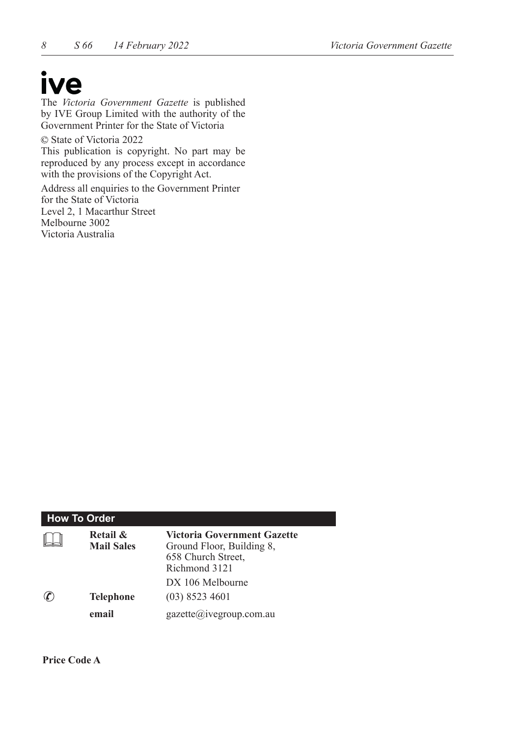ive

The *Victoria Government Gazette* is published by IVE Group Limited with the authority of the Government Printer for the State of Victoria

© State of Victoria 2022

This publication is copyright. No part may be reproduced by any process except in accordance with the provisions of the Copyright Act.

Address all enquiries to the Government Printer for the State of Victoria
Level 2, 1 Macarthur Street
Melbourne 3002
Victoria Australia

## How To Order

| | | |
|---|---|---|
| | **Retail & Mail Sales** | **Victoria Government Gazette**<br>Ground Floor, Building 8,<br>658 Church Street,<br>Richmond 3121<br>DX 106 Melbourne |
| | **Telephone** | (03) 8523 4601 |
| | **email** | gazette@ivegroup.com.au |

**Price Code A**